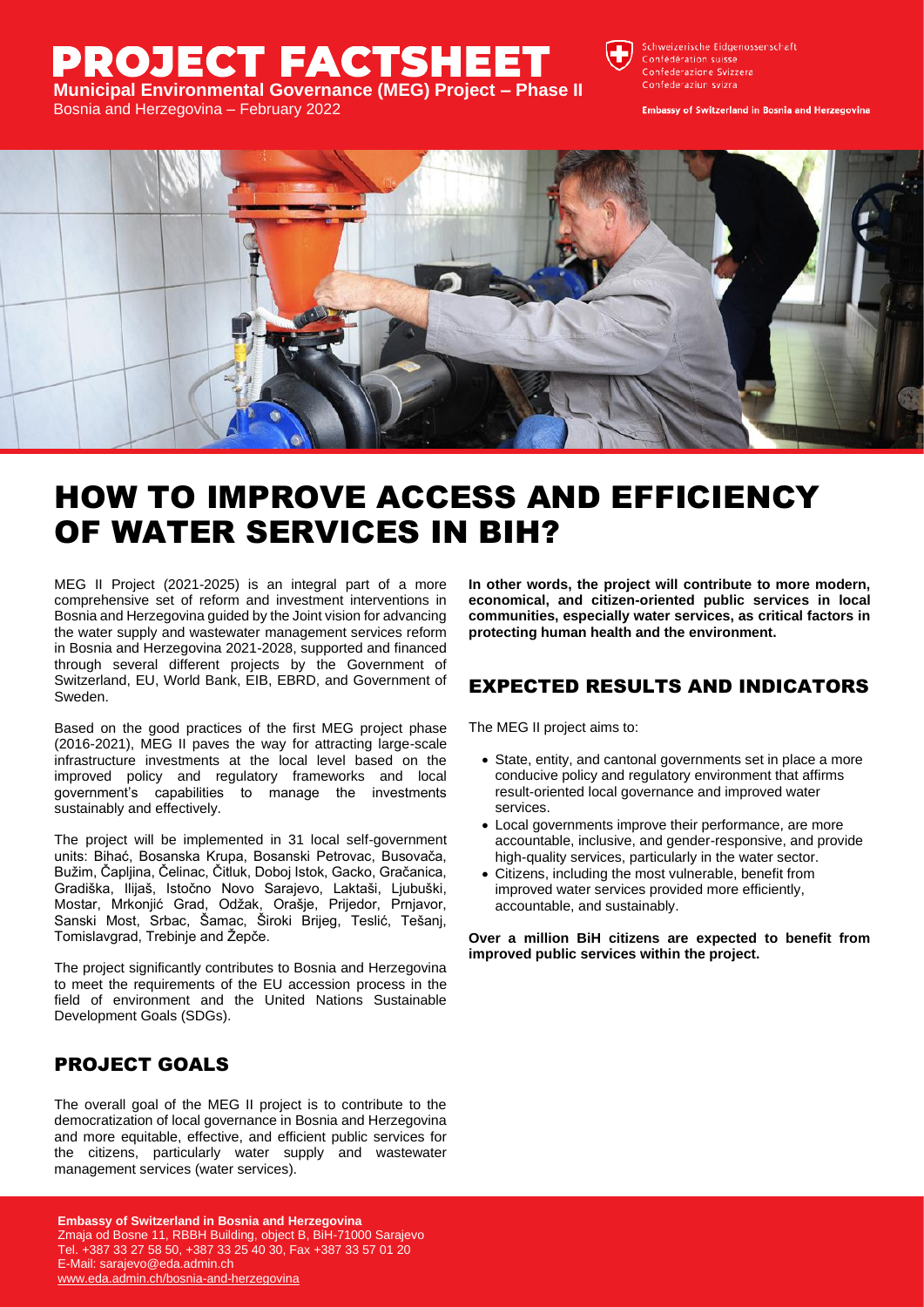# PROJECT FACTSHEET

**Municipal Environmental Governance (MEG) Project – Phase II**

Bosnia and Herzegovina – February 2022

Schweizerische Eidgenossenschaft
Confédération suisse
Confederazione Svizzera
Confederaziun svizra

**Embassy of Switzerland in Bosnia and Herzegovina**

# HOW TO IMPROVE ACCESS AND EFFICIENCY OF WATER SERVICES IN BIH?

MEG II Project (2021-2025) is an integral part of a more comprehensive set of reform and investment interventions in Bosnia and Herzegovina guided by the Joint vision for advancing the water supply and wastewater management services reform in Bosnia and Herzegovina 2021-2028, supported and financed through several different projects by the Government of Switzerland, EU, World Bank, EIB, EBRD, and Government of Sweden.

Based on the good practices of the first MEG project phase (2016-2021), MEG II paves the way for attracting large-scale infrastructure investments at the local level based on the improved policy and regulatory frameworks and local government's capabilities to manage the investments sustainably and effectively.

The project will be implemented in 31 local self-government units: Bihać, Bosanska Krupa, Bosanski Petrovac, Busovača, Bužim, Čapljina, Čelinac, Čitluk, Doboj Istok, Gacko, Gračanica, Gradiška, Ilijaš, Istočno Novo Sarajevo, Laktaši, Ljubuški, Mostar, Mrkonjić Grad, Odžak, Orašje, Prijedor, Prnjavor, Sanski Most, Srbac, Šamac, Široki Brijeg, Teslić, Tešanj, Tomislavgrad, Trebinje and Žepče.

The project significantly contributes to Bosnia and Herzegovina to meet the requirements of the EU accession process in the field of environment and the United Nations Sustainable Development Goals (SDGs).

## PROJECT GOALS

The overall goal of the MEG II project is to contribute to the democratization of local governance in Bosnia and Herzegovina and more equitable, effective, and efficient public services for the citizens, particularly water supply and wastewater management services (water services).

**In other words, the project will contribute to more modern, economical, and citizen-oriented public services in local communities, especially water services, as critical factors in protecting human health and the environment.**

## EXPECTED RESULTS AND INDICATORS

The MEG II project aims to:

- State, entity, and cantonal governments set in place a more conducive policy and regulatory environment that affirms result-oriented local governance and improved water services.
- Local governments improve their performance, are more accountable, inclusive, and gender-responsive, and provide high-quality services, particularly in the water sector.
- Citizens, including the most vulnerable, benefit from improved water services provided more efficiently, accountable, and sustainably.

**Over a million BiH citizens are expected to benefit from improved public services within the project.**

**Embassy of Switzerland in Bosnia and Herzegovina**
Zmaja od Bosne 11, RBBH Building, object B, BiH-71000 Sarajevo
Tel. +387 33 27 58 50, +387 33 25 40 30, Fax +387 33 57 01 20
E-Mail: sarajevo@eda.admin.ch
www.eda.admin.ch/bosnia-and-herzegovina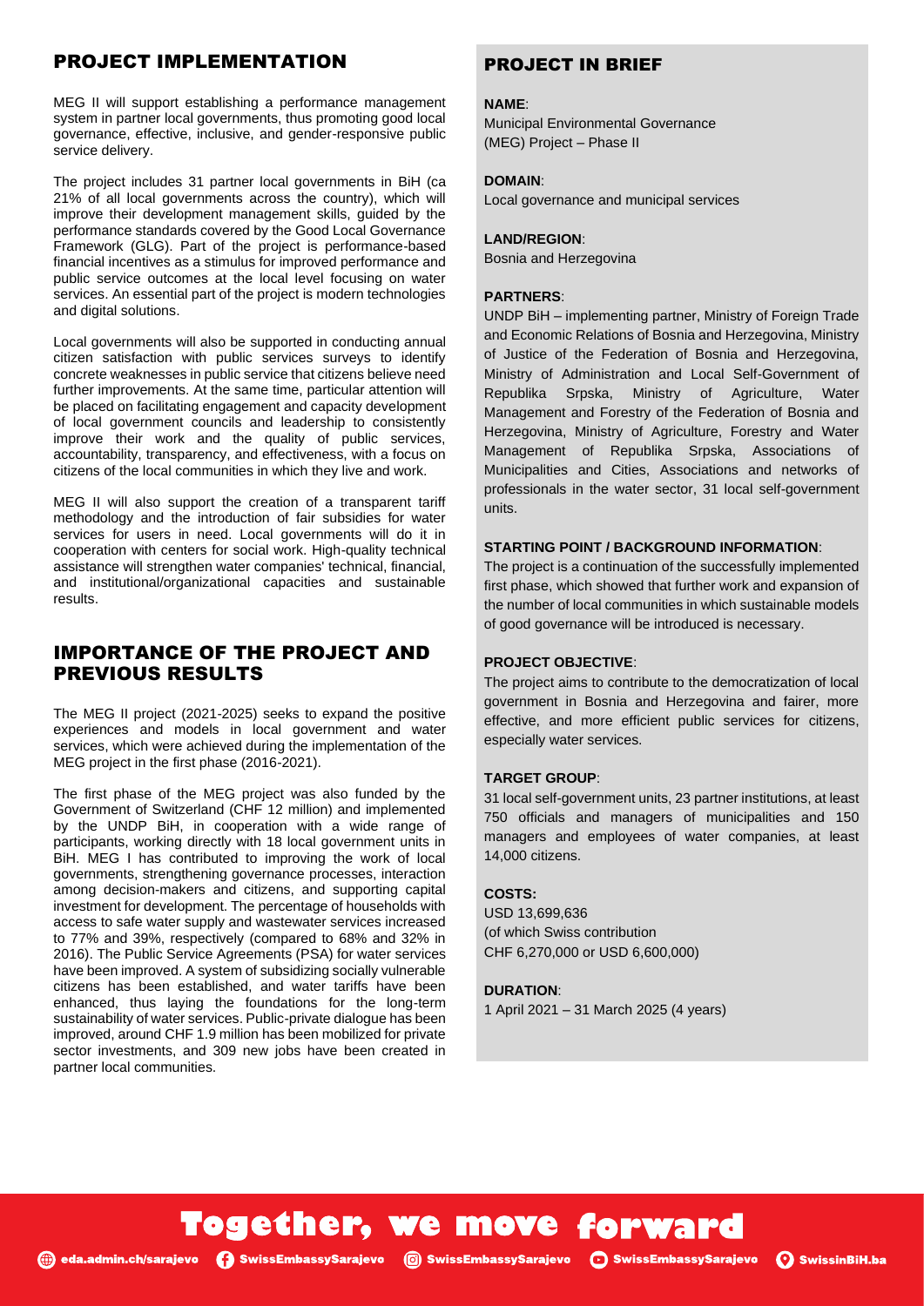## PROJECT IMPLEMENTATION

MEG II will support establishing a performance management system in partner local governments, thus promoting good local governance, effective, inclusive, and gender-responsive public service delivery.

The project includes 31 partner local governments in BiH (ca 21% of all local governments across the country), which will improve their development management skills, guided by the performance standards covered by the Good Local Governance Framework (GLG). Part of the project is performance-based financial incentives as a stimulus for improved performance and public service outcomes at the local level focusing on water services. An essential part of the project is modern technologies and digital solutions.

Local governments will also be supported in conducting annual citizen satisfaction with public services surveys to identify concrete weaknesses in public service that citizens believe need further improvements. At the same time, particular attention will be placed on facilitating engagement and capacity development of local government councils and leadership to consistently improve their work and the quality of public services, accountability, transparency, and effectiveness, with a focus on citizens of the local communities in which they live and work.

MEG II will also support the creation of a transparent tariff methodology and the introduction of fair subsidies for water services for users in need. Local governments will do it in cooperation with centers for social work. High-quality technical assistance will strengthen water companies' technical, financial, and institutional/organizational capacities and sustainable results.

## IMPORTANCE OF THE PROJECT AND PREVIOUS RESULTS

The MEG II project (2021-2025) seeks to expand the positive experiences and models in local government and water services, which were achieved during the implementation of the MEG project in the first phase (2016-2021).

The first phase of the MEG project was also funded by the Government of Switzerland (CHF 12 million) and implemented by the UNDP BiH, in cooperation with a wide range of participants, working directly with 18 local government units in BiH. MEG I has contributed to improving the work of local governments, strengthening governance processes, interaction among decision-makers and citizens, and supporting capital investment for development. The percentage of households with access to safe water supply and wastewater services increased to 77% and 39%, respectively (compared to 68% and 32% in 2016). The Public Service Agreements (PSA) for water services have been improved. A system of subsidizing socially vulnerable citizens has been established, and water tariffs have been enhanced, thus laying the foundations for the long-term sustainability of water services. Public-private dialogue has been improved, around CHF 1.9 million has been mobilized for private sector investments, and 309 new jobs have been created in partner local communities.

## PROJECT IN BRIEF

**NAME**:
Municipal Environmental Governance (MEG) Project – Phase II

**DOMAIN**:
Local governance and municipal services

**LAND/REGION**:
Bosnia and Herzegovina

**PARTNERS**:
UNDP BiH – implementing partner, Ministry of Foreign Trade and Economic Relations of Bosnia and Herzegovina, Ministry of Justice of the Federation of Bosnia and Herzegovina, Ministry of Administration and Local Self-Government of Republika Srpska, Ministry of Agriculture, Water Management and Forestry of the Federation of Bosnia and Herzegovina, Ministry of Agriculture, Forestry and Water Management of Republika Srpska, Associations of Municipalities and Cities, Associations and networks of professionals in the water sector, 31 local self-government units.

**STARTING POINT / BACKGROUND INFORMATION**:
The project is a continuation of the successfully implemented first phase, which showed that further work and expansion of the number of local communities in which sustainable models of good governance will be introduced is necessary.

**PROJECT OBJECTIVE**:
The project aims to contribute to the democratization of local government in Bosnia and Herzegovina and fairer, more effective, and more efficient public services for citizens, especially water services.

**TARGET GROUP**:
31 local self-government units, 23 partner institutions, at least 750 officials and managers of municipalities and 150 managers and employees of water companies, at least 14,000 citizens.

**COSTS:**
USD 13,699,636
(of which Swiss contribution
CHF 6,270,000 or USD 6,600,000)

**DURATION**:
1 April 2021 – 31 March 2025 (4 years)

# Together, we move forward

eda.admin.ch/sarajevo SwissEmbassySarajevo SwissEmbassySarajevo SwissEmbassySarajevo SwissinBiH.ba